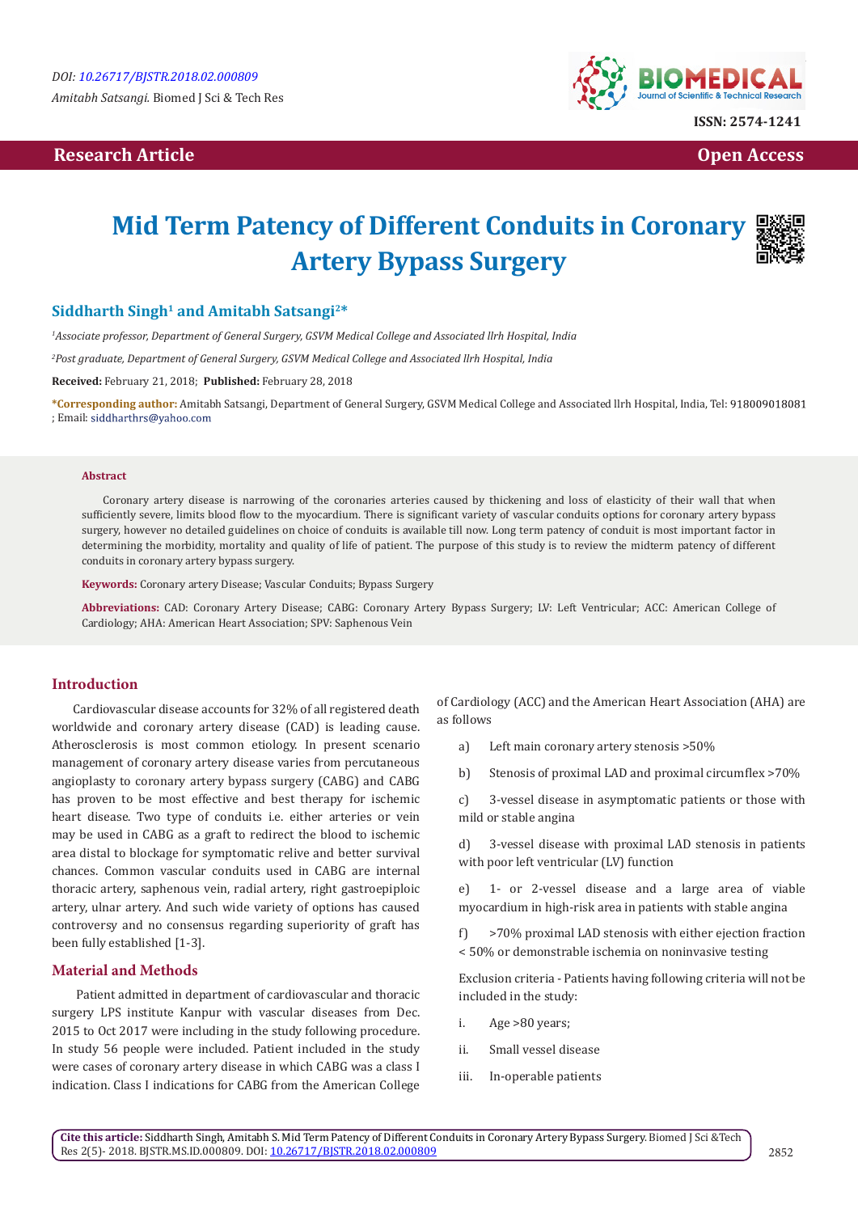DOI: 10.26717/BJSTR.2018.02.000809

*Amitabh Satsangi.* Biomed J Sci & Tech Res

ISSN: 2574-1241

**Research Article** | **Open Access**

# Mid Term Patency of Different Conduits in Coronary Artery Bypass Surgery

**Siddharth Singh[1] and Amitabh Satsangi[2]***

*[1]Associate professor, Department of General Surgery, GSVM Medical College and Associated llrh Hospital, India*

*[2]Post graduate, Department of General Surgery, GSVM Medical College and Associated llrh Hospital, India*

**Received:** February 21, 2018; **Published:** February 28, 2018

***Corresponding author:** Amitabh Satsangi, Department of General Surgery, GSVM Medical College and Associated llrh Hospital, India, Tel: 918009018081 ; Email: siddharthrs@yahoo.com

### Abstract

Coronary artery disease is narrowing of the coronaries arteries caused by thickening and loss of elasticity of their wall that when sufficiently severe, limits blood flow to the myocardium. There is significant variety of vascular conduits options for coronary artery bypass surgery, however no detailed guidelines on choice of conduits is available till now. Long term patency of conduit is most important factor in determining the morbidity, mortality and quality of life of patient. The purpose of this study is to review the midterm patency of different conduits in coronary artery bypass surgery.

**Keywords:** Coronary artery Disease; Vascular Conduits; Bypass Surgery

**Abbreviations:** CAD: Coronary Artery Disease; CABG: Coronary Artery Bypass Surgery; LV: Left Ventricular; ACC: American College of Cardiology; AHA: American Heart Association; SPV: Saphenous Vein

## Introduction

Cardiovascular disease accounts for 32% of all registered death worldwide and coronary artery disease (CAD) is leading cause. Atherosclerosis is most common etiology. In present scenario management of coronary artery disease varies from percutaneous angioplasty to coronary artery bypass surgery (CABG) and CABG has proven to be most effective and best therapy for ischemic heart disease. Two type of conduits i.e. either arteries or vein may be used in CABG as a graft to redirect the blood to ischemic area distal to blockage for symptomatic relive and better survival chances. Common vascular conduits used in CABG are internal thoracic artery, saphenous vein, radial artery, right gastroepiploic artery, ulnar artery. And such wide variety of options has caused controversy and no consensus regarding superiority of graft has been fully established [1-3].

## Material and Methods

Patient admitted in department of cardiovascular and thoracic surgery LPS institute Kanpur with vascular diseases from Dec. 2015 to Oct 2017 were including in the study following procedure. In study 56 people were included. Patient included in the study were cases of coronary artery disease in which CABG was a class I indication. Class I indications for CABG from the American College of Cardiology (ACC) and the American Heart Association (AHA) are as follows

a) Left main coronary artery stenosis >50%

b) Stenosis of proximal LAD and proximal circumflex >70%

c) 3-vessel disease in asymptomatic patients or those with mild or stable angina

d) 3-vessel disease with proximal LAD stenosis in patients with poor left ventricular (LV) function

e) 1- or 2-vessel disease and a large area of viable myocardium in high-risk area in patients with stable angina

f) >70% proximal LAD stenosis with either ejection fraction < 50% or demonstrable ischemia on noninvasive testing

Exclusion criteria - Patients having following criteria will not be included in the study:

i. Age >80 years;

ii. Small vessel disease

iii. In-operable patients

**Cite this article:** Siddharth Singh, Amitabh S. Mid Term Patency of Different Conduits in Coronary Artery Bypass Surgery. Biomed J Sci &Tech Res 2(5)- 2018. BJSTR.MS.ID.000809. DOI: 10.26717/BJSTR.2018.02.000809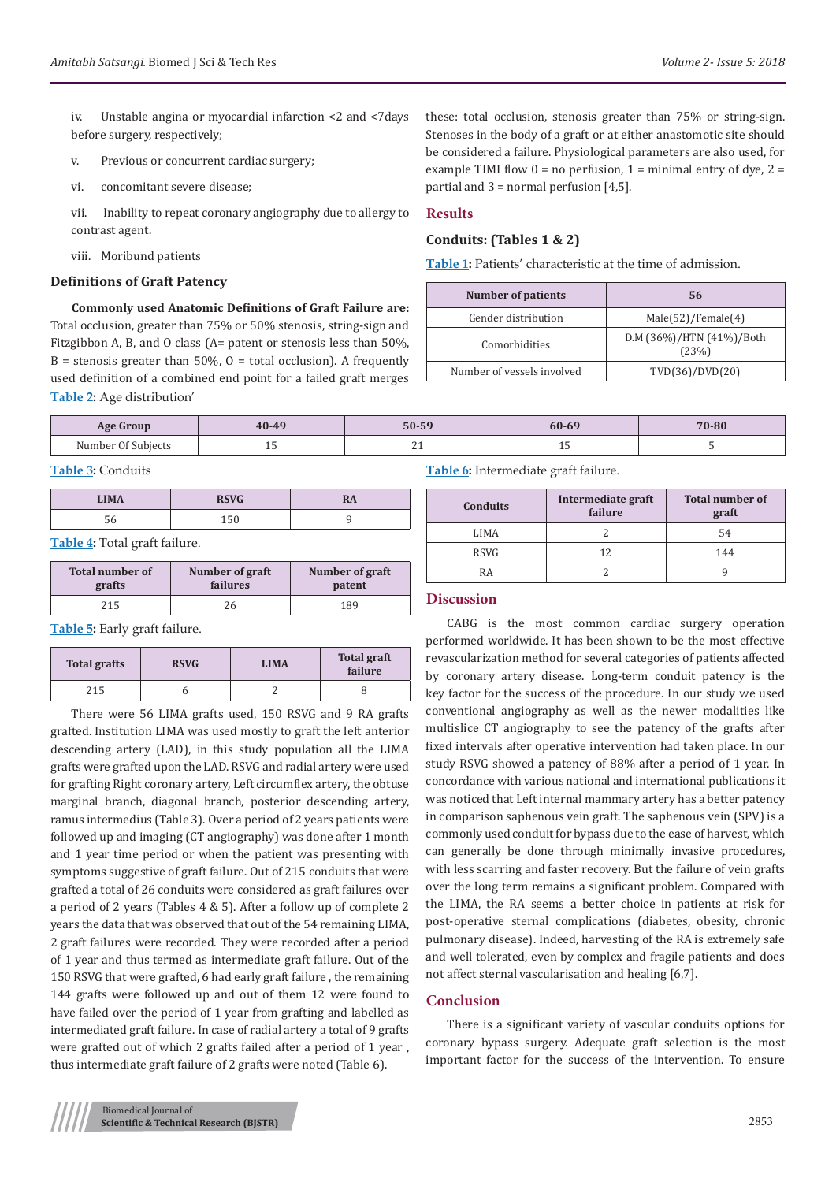iv. Unstable angina or myocardial infarction <2 and <7days before surgery, respectively;

v. Previous or concurrent cardiac surgery;

vi. concomitant severe disease;

vii. Inability to repeat coronary angiography due to allergy to contrast agent.

viii. Moribund patients

### Definitions of Graft Patency

**Commonly used Anatomic Definitions of Graft Failure are:** Total occlusion, greater than 75% or 50% stenosis, string-sign and Fitzgibbon A, B, and O class (A= patent or stenosis less than 50%, B = stenosis greater than 50%, O = total occlusion). A frequently used definition of a combined end point for a failed graft merges these: total occlusion, stenosis greater than 75% or string-sign. Stenoses in the body of a graft or at either anastomotic site should be considered a failure. Physiological parameters are also used, for example TIMI flow 0 = no perfusion, 1 = minimal entry of dye, 2 = partial and 3 = normal perfusion [4,5].

## Results

### Conduits: (Tables 1 & 2)

**Table 1:** Patients' characteristic at the time of admission.

| Number of patients | 56 |
|---|---|
| Gender distribution | Male(52)/Female(4) |
| Comorbidities | D.M (36%)/HTN (41%)/Both (23%) |
| Number of vessels involved | TVD(36)/DVD(20) |

**Table 2:** Age distribution'

| Age Group | 40-49 | 50-59 | 60-69 | 70-80 |
|---|---|---|---|---|
| Number Of Subjects | 15 | 21 | 15 | 5 |

**Table 3:** Conduits

| LIMA | RSVG | RA |
|---|---|---|
| 56 | 150 | 9 |

**Table 4:** Total graft failure.

| Total number of grafts | Number of graft failures | Number of graft patent |
|---|---|---|
| 215 | 26 | 189 |

**Table 5:** Early graft failure.

| Total grafts | RSVG | LIMA | Total graft failure |
|---|---|---|---|
| 215 | 6 | 2 | 8 |

There were 56 LIMA grafts used, 150 RSVG and 9 RA grafts grafted. Institution LIMA was used mostly to graft the left anterior descending artery (LAD), in this study population all the LIMA grafts were grafted upon the LAD. RSVG and radial artery were used for grafting Right coronary artery, Left circumflex artery, the obtuse marginal branch, diagonal branch, posterior descending artery, ramus intermedius (Table 3). Over a period of 2 years patients were followed up and imaging (CT angiography) was done after 1 month and 1 year time period or when the patient was presenting with symptoms suggestive of graft failure. Out of 215 conduits that were grafted a total of 26 conduits were considered as graft failures over a period of 2 years (Tables 4 & 5). After a follow up of complete 2 years the data that was observed that out of the 54 remaining LIMA, 2 graft failures were recorded. They were recorded after a period of 1 year and thus termed as intermediate graft failure. Out of the 150 RSVG that were grafted, 6 had early graft failure , the remaining 144 grafts were followed up and out of them 12 were found to have failed over the period of 1 year from grafting and labelled as intermediated graft failure. In case of radial artery a total of 9 grafts were grafted out of which 2 grafts failed after a period of 1 year , thus intermediate graft failure of 2 grafts were noted (Table 6).

**Table 6:** Intermediate graft failure.

| Conduits | Intermediate graft failure | Total number of graft |
|---|---|---|
| LIMA | 2 | 54 |
| RSVG | 12 | 144 |
| RA | 2 | 9 |

## Discussion

CABG is the most common cardiac surgery operation performed worldwide. It has been shown to be the most effective revascularization method for several categories of patients affected by coronary artery disease. Long-term conduit patency is the key factor for the success of the procedure. In our study we used conventional angiography as well as the newer modalities like multislice CT angiography to see the patency of the grafts after fixed intervals after operative intervention had taken place. In our study RSVG showed a patency of 88% after a period of 1 year. In concordance with various national and international publications it was noticed that Left internal mammary artery has a better patency in comparison saphenous vein graft. The saphenous vein (SPV) is a commonly used conduit for bypass due to the ease of harvest, which can generally be done through minimally invasive procedures, with less scarring and faster recovery. But the failure of vein grafts over the long term remains a significant problem. Compared with the LIMA, the RA seems a better choice in patients at risk for post-operative sternal complications (diabetes, obesity, chronic pulmonary disease). Indeed, harvesting of the RA is extremely safe and well tolerated, even by complex and fragile patients and does not affect sternal vascularisation and healing [6,7].

## Conclusion

There is a significant variety of vascular conduits options for coronary bypass surgery. Adequate graft selection is the most important factor for the success of the intervention. To ensure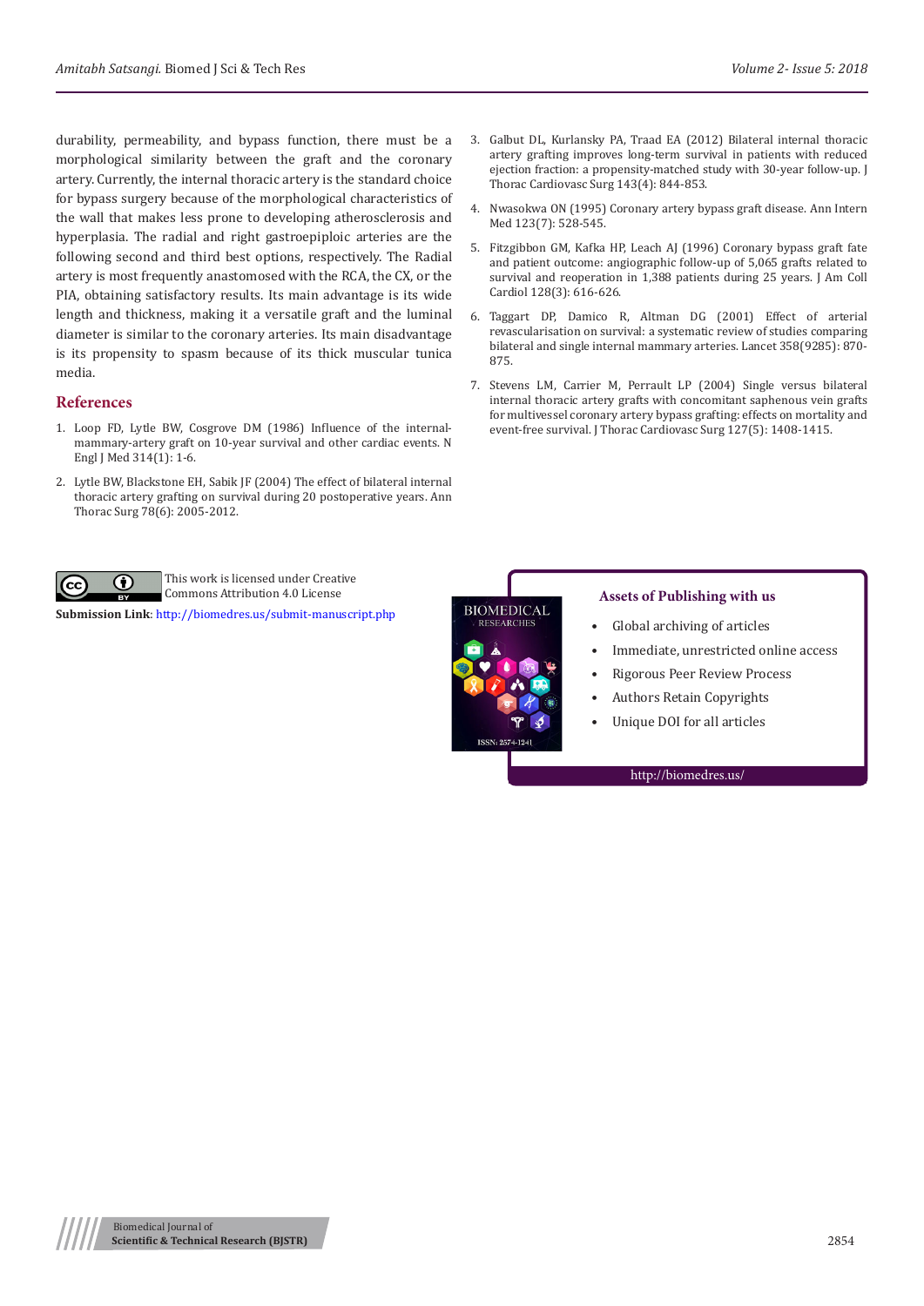durability, permeability, and bypass function, there must be a morphological similarity between the graft and the coronary artery. Currently, the internal thoracic artery is the standard choice for bypass surgery because of the morphological characteristics of the wall that makes less prone to developing atherosclerosis and hyperplasia. The radial and right gastroepiploic arteries are the following second and third best options, respectively. The Radial artery is most frequently anastomosed with the RCA, the CX, or the PIA, obtaining satisfactory results. Its main advantage is its wide length and thickness, making it a versatile graft and the luminal diameter is similar to the coronary arteries. Its main disadvantage is its propensity to spasm because of its thick muscular tunica media.

## References

1. Loop FD, Lytle BW, Cosgrove DM (1986) Influence of the internal-mammary-artery graft on 10-year survival and other cardiac events. N Engl J Med 314(1): 1-6.
2. Lytle BW, Blackstone EH, Sabik JF (2004) The effect of bilateral internal thoracic artery grafting on survival during 20 postoperative years. Ann Thorac Surg 78(6): 2005-2012.
3. Galbut DL, Kurlansky PA, Traad EA (2012) Bilateral internal thoracic artery grafting improves long-term survival in patients with reduced ejection fraction: a propensity-matched study with 30-year follow-up. J Thorac Cardiovasc Surg 143(4): 844-853.
4. Nwasokwa ON (1995) Coronary artery bypass graft disease. Ann Intern Med 123(7): 528-545.
5. Fitzgibbon GM, Kafka HP, Leach AJ (1996) Coronary bypass graft fate and patient outcome: angiographic follow-up of 5,065 grafts related to survival and reoperation in 1,388 patients during 25 years. J Am Coll Cardiol 128(3): 616-626.
6. Taggart DP, Damico R, Altman DG (2001) Effect of arterial revascularisation on survival: a systematic review of studies comparing bilateral and single internal mammary arteries. Lancet 358(9285): 870-875.
7. Stevens LM, Carrier M, Perrault LP (2004) Single versus bilateral internal thoracic artery grafts with concomitant saphenous vein grafts for multivessel coronary artery bypass grafting: effects on mortality and event-free survival. J Thorac Cardiovasc Surg 127(5): 1408-1415.

This work is licensed under Creative Commons Attribution 4.0 License

**Submission Link**: http://biomedres.us/submit-manuscript.php

### Assets of Publishing with us

- Global archiving of articles
- Immediate, unrestricted online access
- Rigorous Peer Review Process
- Authors Retain Copyrights
- Unique DOI for all articles

http://biomedres.us/